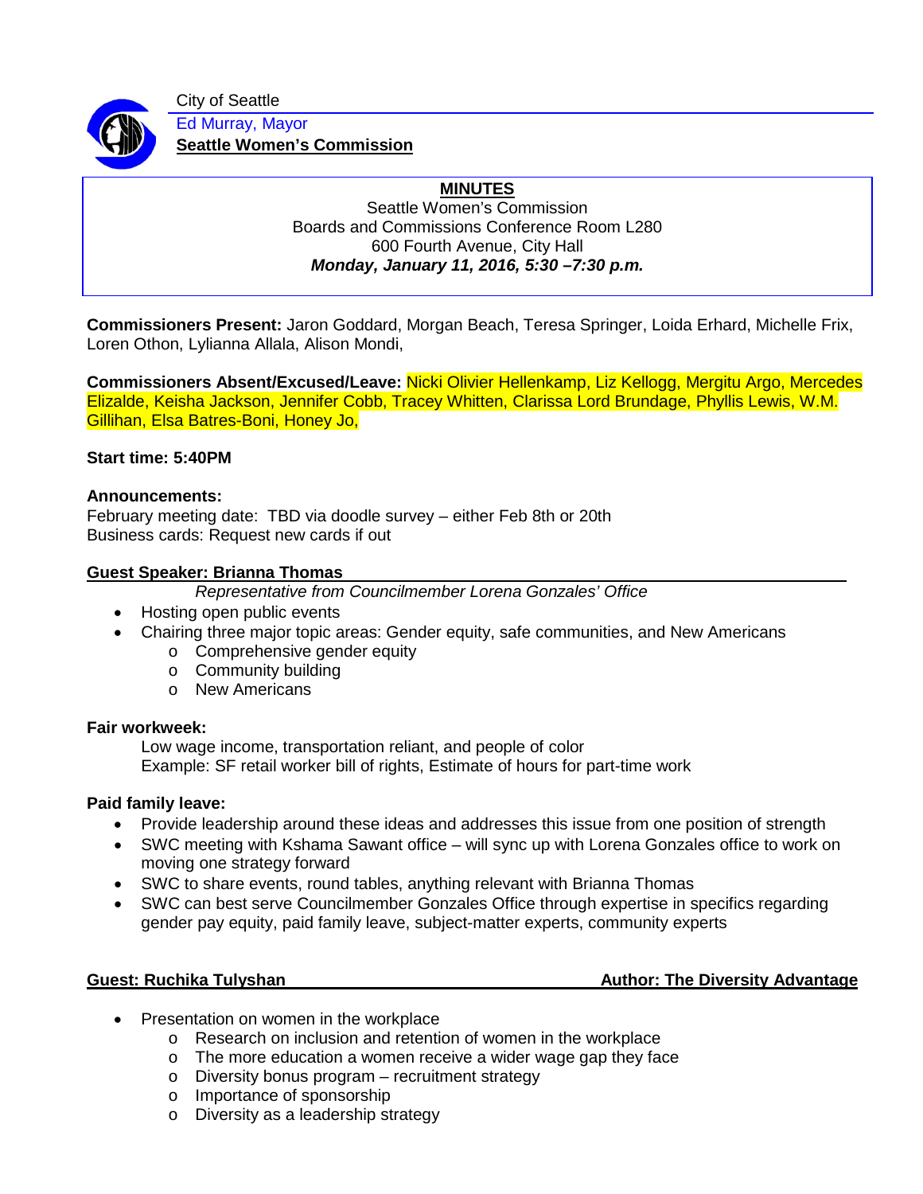City of Seattle

Ed Murray, Mayor

**Seattle Women's Commission**

## MINUTES

Seattle Women's Commission
Boards and Commissions Conference Room L280
600 Fourth Avenue, City Hall
***Monday, January 11, 2016, 5:30 –7:30 p.m.***

**Commissioners Present:** Jaron Goddard, Morgan Beach, Teresa Springer, Loida Erhard, Michelle Frix, Loren Othon, Lylianna Allala, Alison Mondi,

**Commissioners Absent/Excused/Leave:** Nicki Olivier Hellenkamp, Liz Kellogg, Mergitu Argo, Mercedes Elizalde, Keisha Jackson, Jennifer Cobb, Tracey Whitten, Clarissa Lord Brundage, Phyllis Lewis, W.M. Gillihan, Elsa Batres-Boni, Honey Jo,

**Start time: 5:40PM**

**Announcements:**
February meeting date: TBD via doodle survey – either Feb 8th or 20th
Business cards: Request new cards if out

**Guest Speaker: Brianna Thomas**

*Representative from Councilmember Lorena Gonzales' Office*

- Hosting open public events
- Chairing three major topic areas: Gender equity, safe communities, and New Americans
  - Comprehensive gender equity
  - Community building
  - New Americans

**Fair workweek:**

Low wage income, transportation reliant, and people of color
Example: SF retail worker bill of rights, Estimate of hours for part-time work

**Paid family leave:**

- Provide leadership around these ideas and addresses this issue from one position of strength
- SWC meeting with Kshama Sawant office – will sync up with Lorena Gonzales office to work on moving one strategy forward
- SWC to share events, round tables, anything relevant with Brianna Thomas
- SWC can best serve Councilmember Gonzales Office through expertise in specifics regarding gender pay equity, paid family leave, subject-matter experts, community experts

**Guest: Ruchika Tulyshan** **Author: The Diversity Advantage**

- Presentation on women in the workplace
  - Research on inclusion and retention of women in the workplace
  - The more education a women receive a wider wage gap they face
  - Diversity bonus program – recruitment strategy
  - Importance of sponsorship
  - Diversity as a leadership strategy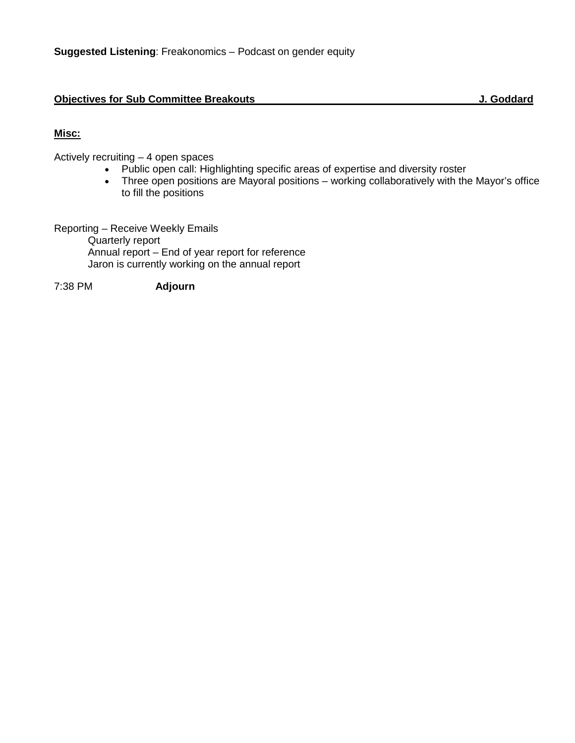**Suggested Listening**: Freakonomics – Podcast on gender equity

**Objectives for Sub Committee Breakouts J. Goddard**

**Misc:**

Actively recruiting – 4 open spaces

- Public open call: Highlighting specific areas of expertise and diversity roster
- Three open positions are Mayoral positions – working collaboratively with the Mayor's office to fill the positions

Reporting – Receive Weekly Emails

Quarterly report

Annual report – End of year report for reference

Jaron is currently working on the annual report

7:38 PM **Adjourn**